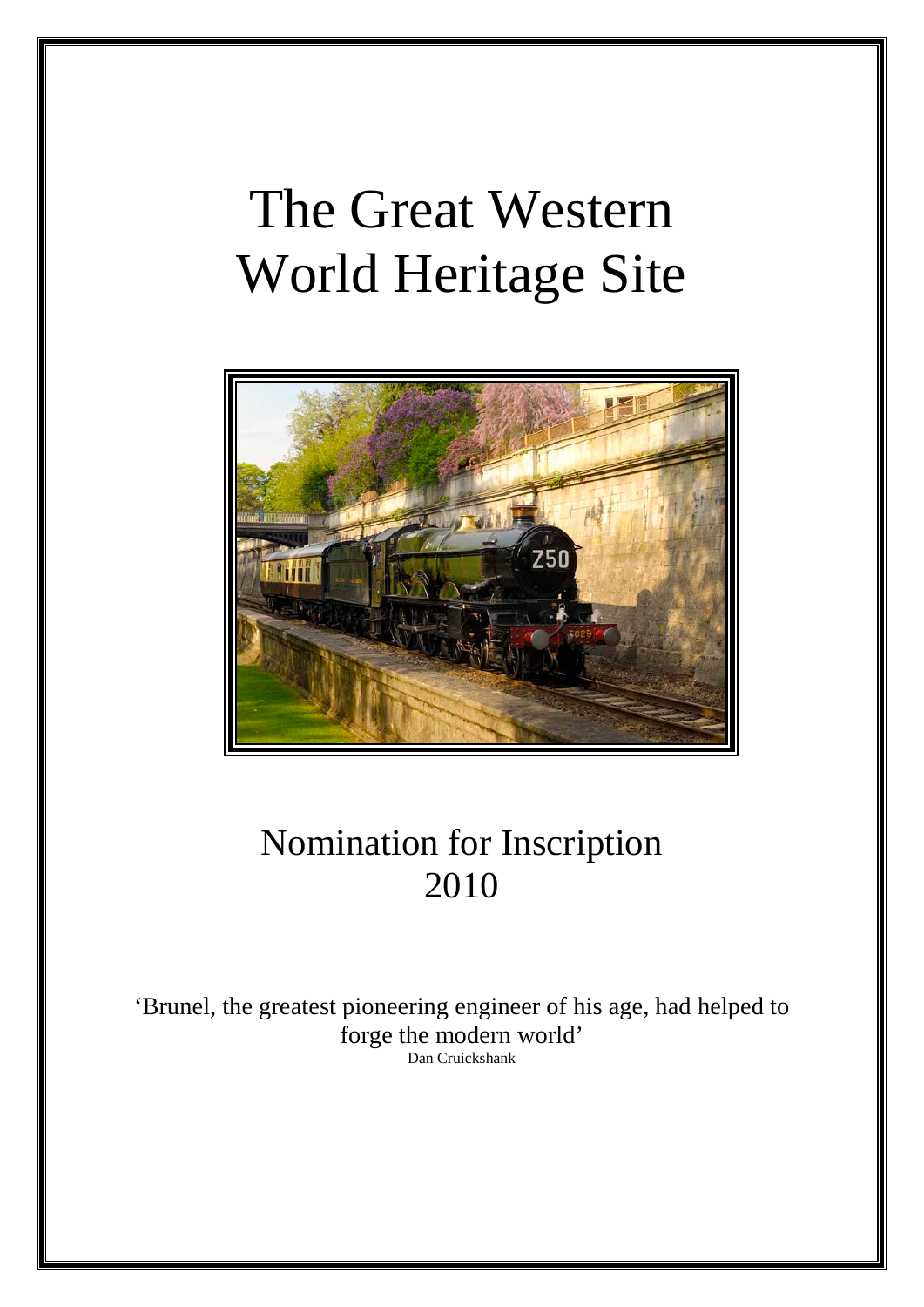# The Great Western World Heritage Site

## Nomination for Inscription 2010

'Brunel, the greatest pioneering engineer of his age, had helped to forge the modern world'

Dan Cruickshank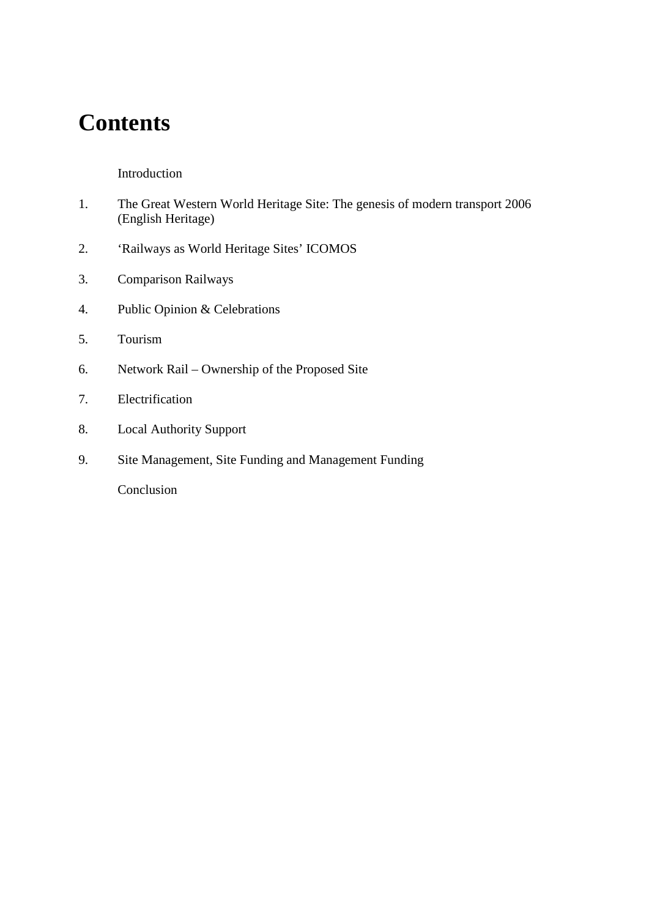# Contents

Introduction

1. The Great Western World Heritage Site: The genesis of modern transport 2006 (English Heritage)
2. 'Railways as World Heritage Sites' ICOMOS
3. Comparison Railways
4. Public Opinion & Celebrations
5. Tourism
6. Network Rail – Ownership of the Proposed Site
7. Electrification
8. Local Authority Support
9. Site Management, Site Funding and Management Funding

Conclusion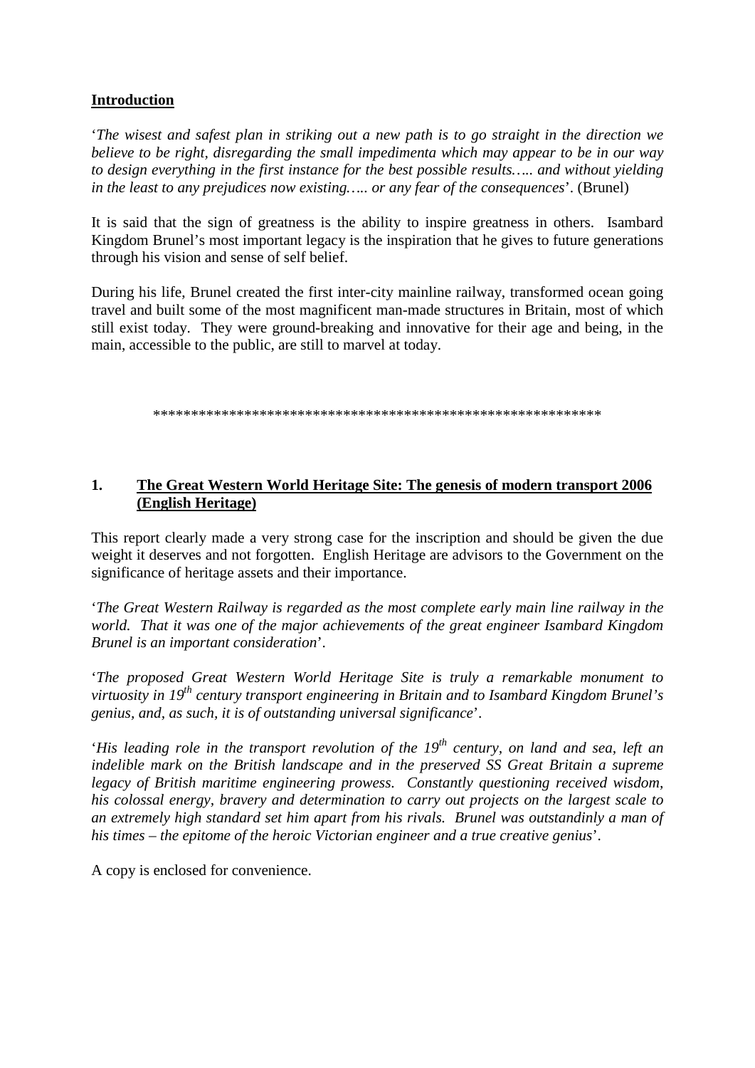## Introduction

'*The wisest and safest plan in striking out a new path is to go straight in the direction we believe to be right, disregarding the small impedimenta which may appear to be in our way to design everything in the first instance for the best possible results….. and without yielding in the least to any prejudices now existing….. or any fear of the consequences*'. (Brunel)

It is said that the sign of greatness is the ability to inspire greatness in others. Isambard Kingdom Brunel's most important legacy is the inspiration that he gives to future generations through his vision and sense of self belief.

During his life, Brunel created the first inter-city mainline railway, transformed ocean going travel and built some of the most magnificent man-made structures in Britain, most of which still exist today. They were ground-breaking and innovative for their age and being, in the main, accessible to the public, are still to marvel at today.

************************************************************

## 1. The Great Western World Heritage Site: The genesis of modern transport 2006 (English Heritage)

This report clearly made a very strong case for the inscription and should be given the due weight it deserves and not forgotten. English Heritage are advisors to the Government on the significance of heritage assets and their importance.

'*The Great Western Railway is regarded as the most complete early main line railway in the world. That it was one of the major achievements of the great engineer Isambard Kingdom Brunel is an important consideration*'.

'*The proposed Great Western World Heritage Site is truly a remarkable monument to virtuosity in 19th century transport engineering in Britain and to Isambard Kingdom Brunel's genius, and, as such, it is of outstanding universal significance*'.

'*His leading role in the transport revolution of the 19th century, on land and sea, left an indelible mark on the British landscape and in the preserved SS Great Britain a supreme legacy of British maritime engineering prowess. Constantly questioning received wisdom, his colossal energy, bravery and determination to carry out projects on the largest scale to an extremely high standard set him apart from his rivals. Brunel was outstandinly a man of his times – the epitome of the heroic Victorian engineer and a true creative genius*'.

A copy is enclosed for convenience.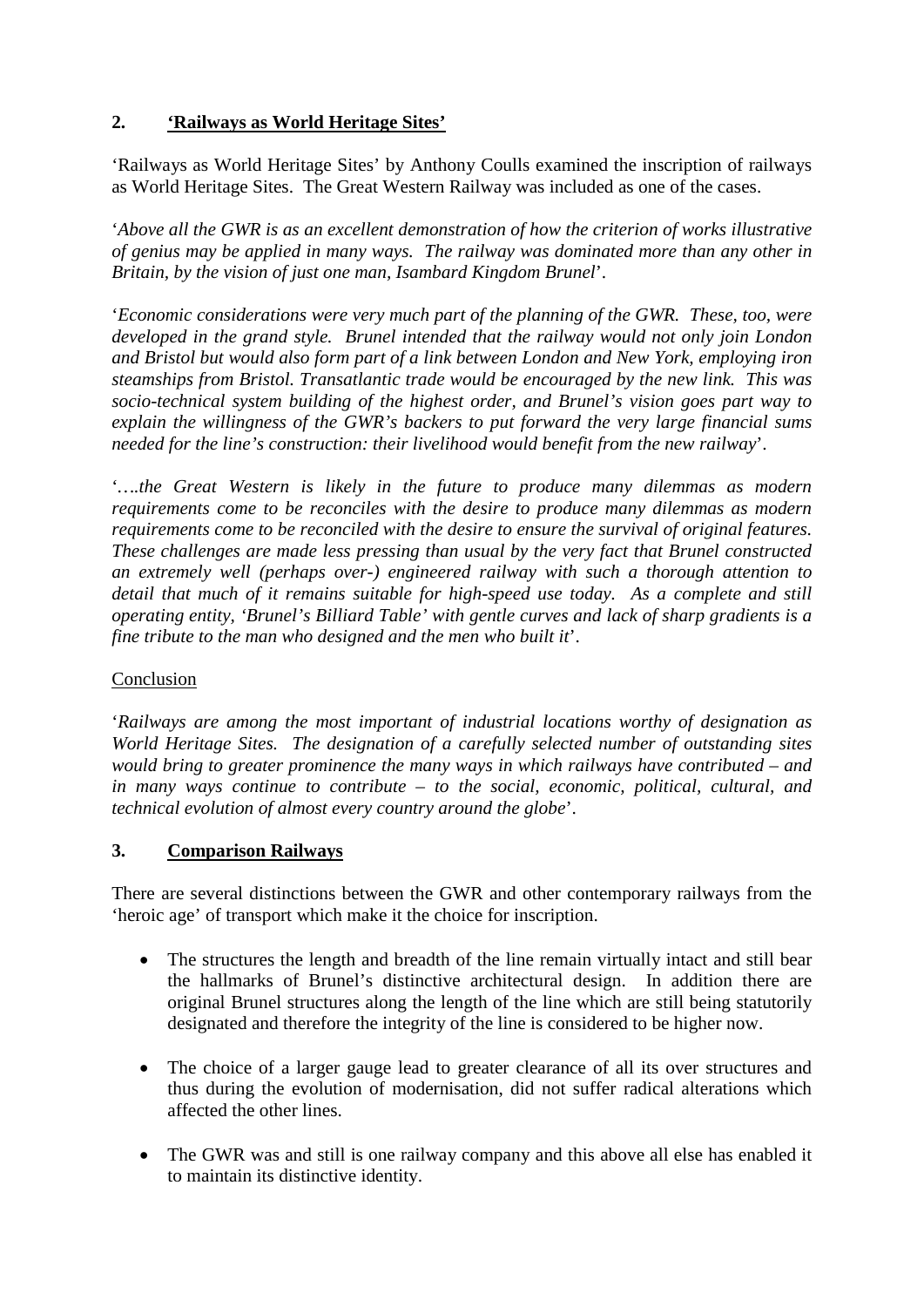## 2. **'Railways as World Heritage Sites'**

'Railways as World Heritage Sites' by Anthony Coulls examined the inscription of railways as World Heritage Sites. The Great Western Railway was included as one of the cases.

'*Above all the GWR is as an excellent demonstration of how the criterion of works illustrative of genius may be applied in many ways. The railway was dominated more than any other in Britain, by the vision of just one man, Isambard Kingdom Brunel*'.

'*Economic considerations were very much part of the planning of the GWR. These, too, were developed in the grand style. Brunel intended that the railway would not only join London and Bristol but would also form part of a link between London and New York, employing iron steamships from Bristol. Transatlantic trade would be encouraged by the new link. This was socio-technical system building of the highest order, and Brunel's vision goes part way to explain the willingness of the GWR's backers to put forward the very large financial sums needed for the line's construction: their livelihood would benefit from the new railway*'.

'*….the Great Western is likely in the future to produce many dilemmas as modern requirements come to be reconciles with the desire to produce many dilemmas as modern requirements come to be reconciled with the desire to ensure the survival of original features. These challenges are made less pressing than usual by the very fact that Brunel constructed an extremely well (perhaps over-) engineered railway with such a thorough attention to detail that much of it remains suitable for high-speed use today. As a complete and still operating entity, 'Brunel's Billiard Table' with gentle curves and lack of sharp gradients is a fine tribute to the man who designed and the men who built it*'.

Conclusion

'*Railways are among the most important of industrial locations worthy of designation as World Heritage Sites. The designation of a carefully selected number of outstanding sites would bring to greater prominence the many ways in which railways have contributed – and in many ways continue to contribute – to the social, economic, political, cultural, and technical evolution of almost every country around the globe*'.

## 3. **Comparison Railways**

There are several distinctions between the GWR and other contemporary railways from the 'heroic age' of transport which make it the choice for inscription.

- The structures the length and breadth of the line remain virtually intact and still bear the hallmarks of Brunel's distinctive architectural design. In addition there are original Brunel structures along the length of the line which are still being statutorily designated and therefore the integrity of the line is considered to be higher now.

- The choice of a larger gauge lead to greater clearance of all its over structures and thus during the evolution of modernisation, did not suffer radical alterations which affected the other lines.

- The GWR was and still is one railway company and this above all else has enabled it to maintain its distinctive identity.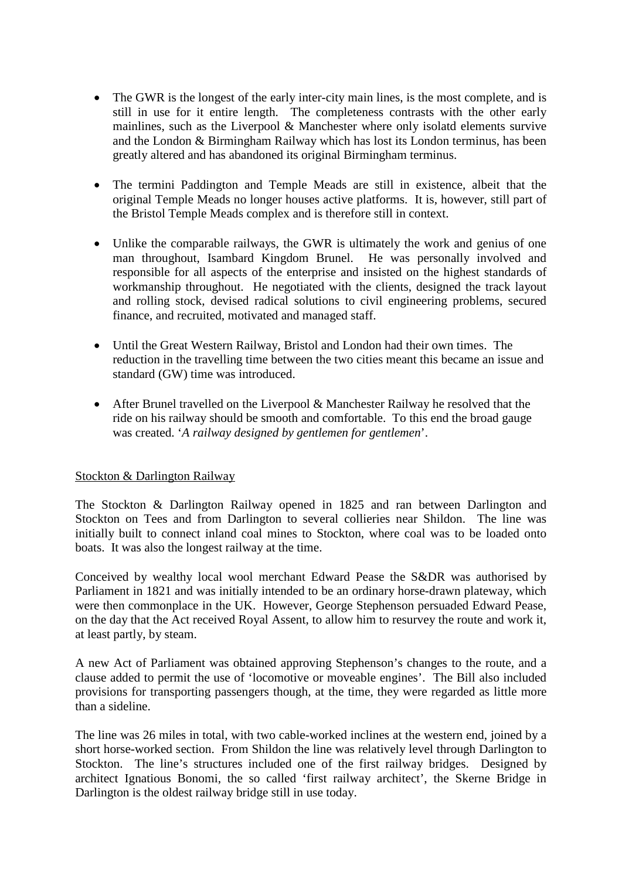- The GWR is the longest of the early inter-city main lines, is the most complete, and is still in use for it entire length. The completeness contrasts with the other early mainlines, such as the Liverpool & Manchester where only isolatd elements survive and the London & Birmingham Railway which has lost its London terminus, has been greatly altered and has abandoned its original Birmingham terminus.

- The termini Paddington and Temple Meads are still in existence, albeit that the original Temple Meads no longer houses active platforms. It is, however, still part of the Bristol Temple Meads complex and is therefore still in context.

- Unlike the comparable railways, the GWR is ultimately the work and genius of one man throughout, Isambard Kingdom Brunel. He was personally involved and responsible for all aspects of the enterprise and insisted on the highest standards of workmanship throughout. He negotiated with the clients, designed the track layout and rolling stock, devised radical solutions to civil engineering problems, secured finance, and recruited, motivated and managed staff.

- Until the Great Western Railway, Bristol and London had their own times. The reduction in the travelling time between the two cities meant this became an issue and standard (GW) time was introduced.

- After Brunel travelled on the Liverpool & Manchester Railway he resolved that the ride on his railway should be smooth and comfortable. To this end the broad gauge was created. '*A railway designed by gentlemen for gentlemen*'.

Stockton & Darlington Railway

The Stockton & Darlington Railway opened in 1825 and ran between Darlington and Stockton on Tees and from Darlington to several collieries near Shildon. The line was initially built to connect inland coal mines to Stockton, where coal was to be loaded onto boats. It was also the longest railway at the time.

Conceived by wealthy local wool merchant Edward Pease the S&DR was authorised by Parliament in 1821 and was initially intended to be an ordinary horse-drawn plateway, which were then commonplace in the UK. However, George Stephenson persuaded Edward Pease, on the day that the Act received Royal Assent, to allow him to resurvey the route and work it, at least partly, by steam.

A new Act of Parliament was obtained approving Stephenson's changes to the route, and a clause added to permit the use of 'locomotive or moveable engines'. The Bill also included provisions for transporting passengers though, at the time, they were regarded as little more than a sideline.

The line was 26 miles in total, with two cable-worked inclines at the western end, joined by a short horse-worked section. From Shildon the line was relatively level through Darlington to Stockton. The line's structures included one of the first railway bridges. Designed by architect Ignatious Bonomi, the so called 'first railway architect', the Skerne Bridge in Darlington is the oldest railway bridge still in use today.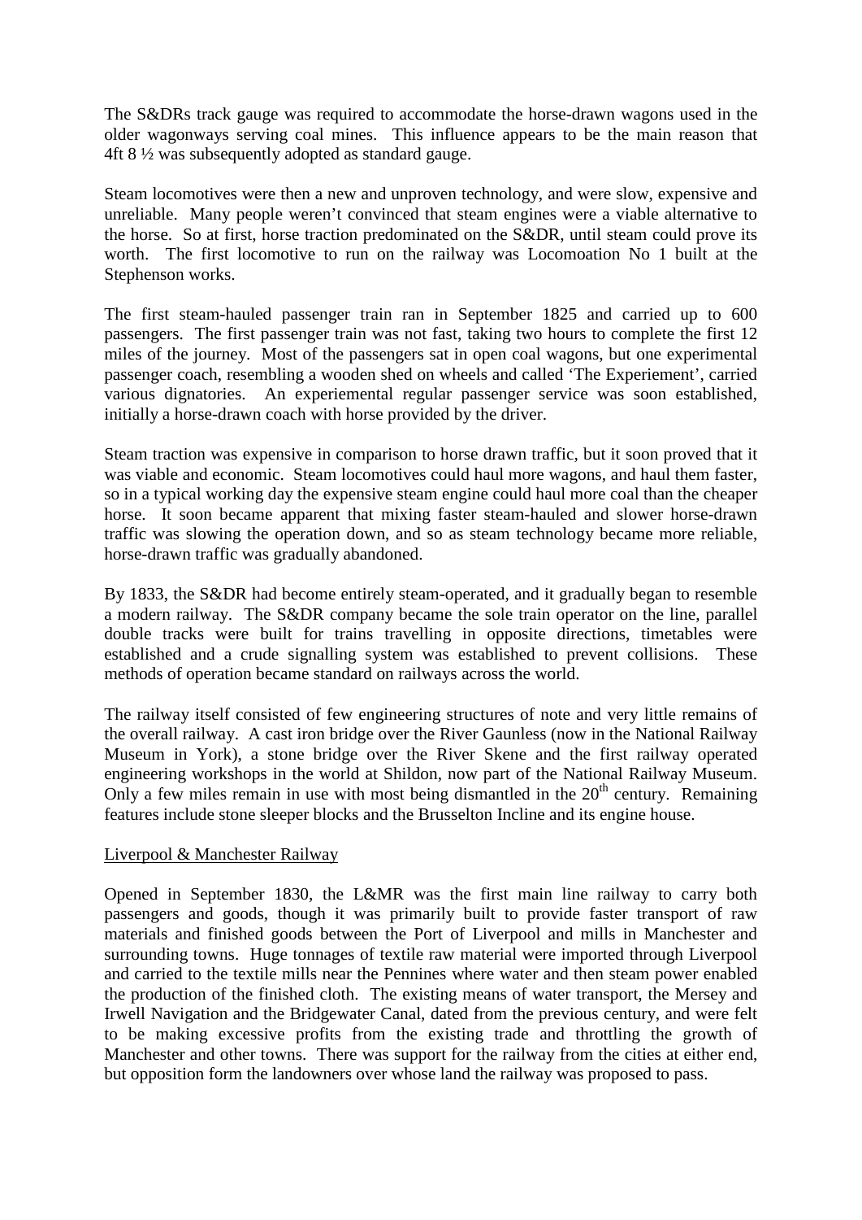The S&DRs track gauge was required to accommodate the horse-drawn wagons used in the older wagonways serving coal mines. This influence appears to be the main reason that 4ft 8 ½ was subsequently adopted as standard gauge.

Steam locomotives were then a new and unproven technology, and were slow, expensive and unreliable. Many people weren't convinced that steam engines were a viable alternative to the horse. So at first, horse traction predominated on the S&DR, until steam could prove its worth. The first locomotive to run on the railway was Locomoation No 1 built at the Stephenson works.

The first steam-hauled passenger train ran in September 1825 and carried up to 600 passengers. The first passenger train was not fast, taking two hours to complete the first 12 miles of the journey. Most of the passengers sat in open coal wagons, but one experimental passenger coach, resembling a wooden shed on wheels and called 'The Experiement', carried various dignatories. An experiemental regular passenger service was soon established, initially a horse-drawn coach with horse provided by the driver.

Steam traction was expensive in comparison to horse drawn traffic, but it soon proved that it was viable and economic. Steam locomotives could haul more wagons, and haul them faster, so in a typical working day the expensive steam engine could haul more coal than the cheaper horse. It soon became apparent that mixing faster steam-hauled and slower horse-drawn traffic was slowing the operation down, and so as steam technology became more reliable, horse-drawn traffic was gradually abandoned.

By 1833, the S&DR had become entirely steam-operated, and it gradually began to resemble a modern railway. The S&DR company became the sole train operator on the line, parallel double tracks were built for trains travelling in opposite directions, timetables were established and a crude signalling system was established to prevent collisions. These methods of operation became standard on railways across the world.

The railway itself consisted of few engineering structures of note and very little remains of the overall railway. A cast iron bridge over the River Gaunless (now in the National Railway Museum in York), a stone bridge over the River Skene and the first railway operated engineering workshops in the world at Shildon, now part of the National Railway Museum. Only a few miles remain in use with most being dismantled in the 20th century. Remaining features include stone sleeper blocks and the Brusselton Incline and its engine house.

Liverpool & Manchester Railway

Opened in September 1830, the L&MR was the first main line railway to carry both passengers and goods, though it was primarily built to provide faster transport of raw materials and finished goods between the Port of Liverpool and mills in Manchester and surrounding towns. Huge tonnages of textile raw material were imported through Liverpool and carried to the textile mills near the Pennines where water and then steam power enabled the production of the finished cloth. The existing means of water transport, the Mersey and Irwell Navigation and the Bridgewater Canal, dated from the previous century, and were felt to be making excessive profits from the existing trade and throttling the growth of Manchester and other towns. There was support for the railway from the cities at either end, but opposition form the landowners over whose land the railway was proposed to pass.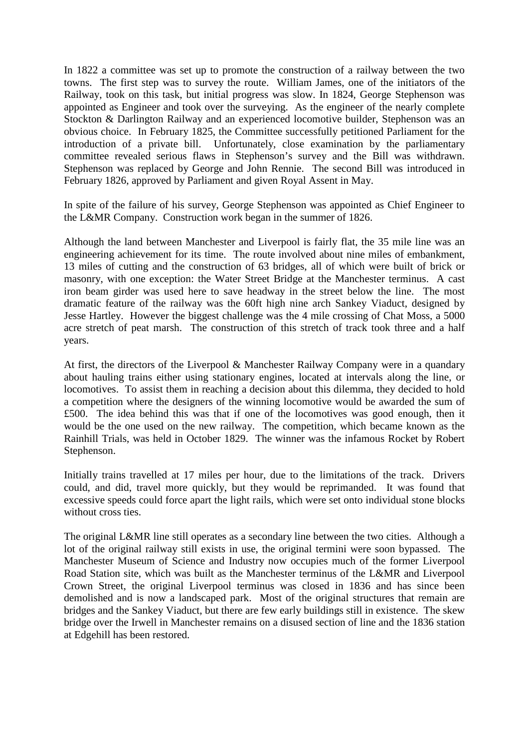In 1822 a committee was set up to promote the construction of a railway between the two towns. The first step was to survey the route. William James, one of the initiators of the Railway, took on this task, but initial progress was slow. In 1824, George Stephenson was appointed as Engineer and took over the surveying. As the engineer of the nearly complete Stockton & Darlington Railway and an experienced locomotive builder, Stephenson was an obvious choice. In February 1825, the Committee successfully petitioned Parliament for the introduction of a private bill. Unfortunately, close examination by the parliamentary committee revealed serious flaws in Stephenson's survey and the Bill was withdrawn. Stephenson was replaced by George and John Rennie. The second Bill was introduced in February 1826, approved by Parliament and given Royal Assent in May.

In spite of the failure of his survey, George Stephenson was appointed as Chief Engineer to the L&MR Company. Construction work began in the summer of 1826.

Although the land between Manchester and Liverpool is fairly flat, the 35 mile line was an engineering achievement for its time. The route involved about nine miles of embankment, 13 miles of cutting and the construction of 63 bridges, all of which were built of brick or masonry, with one exception: the Water Street Bridge at the Manchester terminus. A cast iron beam girder was used here to save headway in the street below the line. The most dramatic feature of the railway was the 60ft high nine arch Sankey Viaduct, designed by Jesse Hartley. However the biggest challenge was the 4 mile crossing of Chat Moss, a 5000 acre stretch of peat marsh. The construction of this stretch of track took three and a half years.

At first, the directors of the Liverpool & Manchester Railway Company were in a quandary about hauling trains either using stationary engines, located at intervals along the line, or locomotives. To assist them in reaching a decision about this dilemma, they decided to hold a competition where the designers of the winning locomotive would be awarded the sum of £500. The idea behind this was that if one of the locomotives was good enough, then it would be the one used on the new railway. The competition, which became known as the Rainhill Trials, was held in October 1829. The winner was the infamous Rocket by Robert Stephenson.

Initially trains travelled at 17 miles per hour, due to the limitations of the track. Drivers could, and did, travel more quickly, but they would be reprimanded. It was found that excessive speeds could force apart the light rails, which were set onto individual stone blocks without cross ties.

The original L&MR line still operates as a secondary line between the two cities. Although a lot of the original railway still exists in use, the original termini were soon bypassed. The Manchester Museum of Science and Industry now occupies much of the former Liverpool Road Station site, which was built as the Manchester terminus of the L&MR and Liverpool Crown Street, the original Liverpool terminus was closed in 1836 and has since been demolished and is now a landscaped park. Most of the original structures that remain are bridges and the Sankey Viaduct, but there are few early buildings still in existence. The skew bridge over the Irwell in Manchester remains on a disused section of line and the 1836 station at Edgehill has been restored.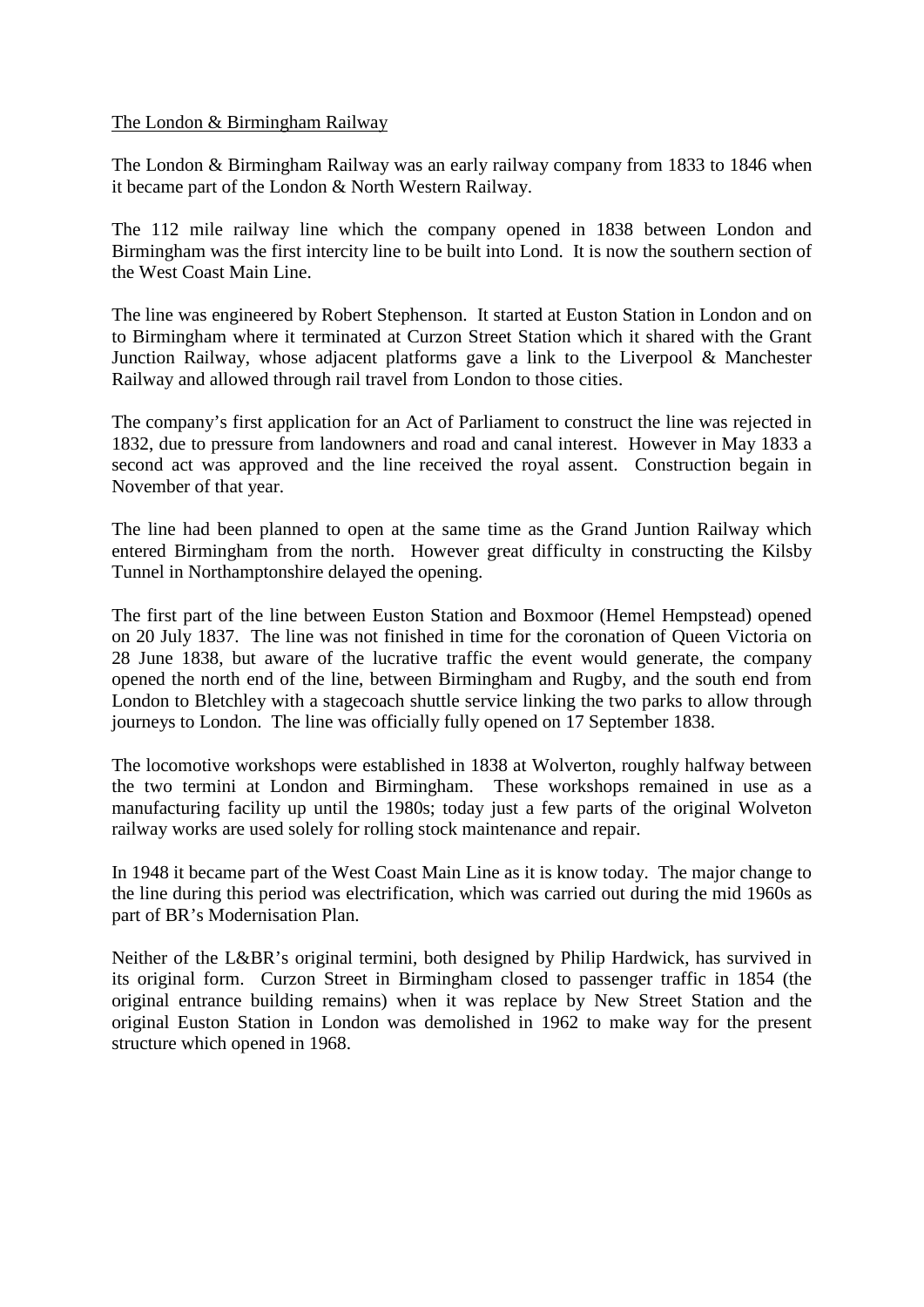The London & Birmingham Railway

The London & Birmingham Railway was an early railway company from 1833 to 1846 when it became part of the London & North Western Railway.

The 112 mile railway line which the company opened in 1838 between London and Birmingham was the first intercity line to be built into Lond. It is now the southern section of the West Coast Main Line.

The line was engineered by Robert Stephenson. It started at Euston Station in London and on to Birmingham where it terminated at Curzon Street Station which it shared with the Grant Junction Railway, whose adjacent platforms gave a link to the Liverpool & Manchester Railway and allowed through rail travel from London to those cities.

The company's first application for an Act of Parliament to construct the line was rejected in 1832, due to pressure from landowners and road and canal interest. However in May 1833 a second act was approved and the line received the royal assent. Construction begain in November of that year.

The line had been planned to open at the same time as the Grand Juntion Railway which entered Birmingham from the north. However great difficulty in constructing the Kilsby Tunnel in Northamptonshire delayed the opening.

The first part of the line between Euston Station and Boxmoor (Hemel Hempstead) opened on 20 July 1837. The line was not finished in time for the coronation of Queen Victoria on 28 June 1838, but aware of the lucrative traffic the event would generate, the company opened the north end of the line, between Birmingham and Rugby, and the south end from London to Bletchley with a stagecoach shuttle service linking the two parks to allow through journeys to London. The line was officially fully opened on 17 September 1838.

The locomotive workshops were established in 1838 at Wolverton, roughly halfway between the two termini at London and Birmingham. These workshops remained in use as a manufacturing facility up until the 1980s; today just a few parts of the original Wolveton railway works are used solely for rolling stock maintenance and repair.

In 1948 it became part of the West Coast Main Line as it is know today. The major change to the line during this period was electrification, which was carried out during the mid 1960s as part of BR's Modernisation Plan.

Neither of the L&BR's original termini, both designed by Philip Hardwick, has survived in its original form. Curzon Street in Birmingham closed to passenger traffic in 1854 (the original entrance building remains) when it was replace by New Street Station and the original Euston Station in London was demolished in 1962 to make way for the present structure which opened in 1968.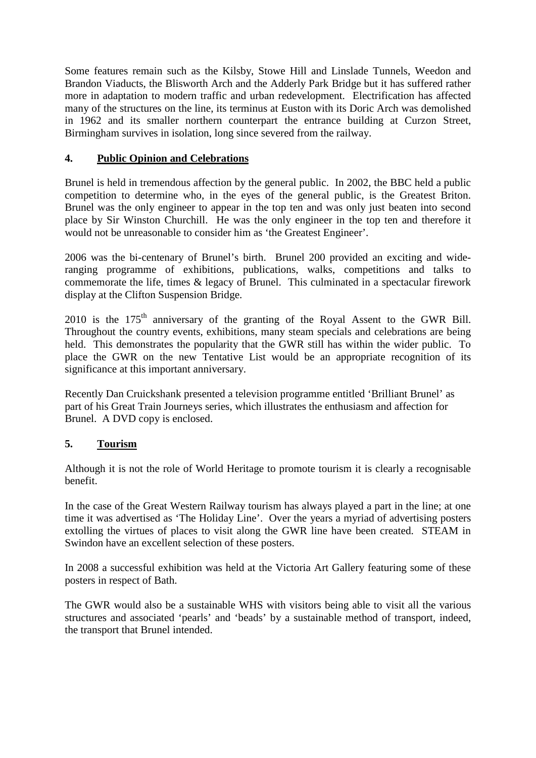Some features remain such as the Kilsby, Stowe Hill and Linslade Tunnels, Weedon and Brandon Viaducts, the Blisworth Arch and the Adderly Park Bridge but it has suffered rather more in adaptation to modern traffic and urban redevelopment. Electrification has affected many of the structures on the line, its terminus at Euston with its Doric Arch was demolished in 1962 and its smaller northern counterpart the entrance building at Curzon Street, Birmingham survives in isolation, long since severed from the railway.

## 4. Public Opinion and Celebrations

Brunel is held in tremendous affection by the general public. In 2002, the BBC held a public competition to determine who, in the eyes of the general public, is the Greatest Briton. Brunel was the only engineer to appear in the top ten and was only just beaten into second place by Sir Winston Churchill. He was the only engineer in the top ten and therefore it would not be unreasonable to consider him as 'the Greatest Engineer'.

2006 was the bi-centenary of Brunel's birth. Brunel 200 provided an exciting and wide-ranging programme of exhibitions, publications, walks, competitions and talks to commemorate the life, times & legacy of Brunel. This culminated in a spectacular firework display at the Clifton Suspension Bridge.

2010 is the 175th anniversary of the granting of the Royal Assent to the GWR Bill. Throughout the country events, exhibitions, many steam specials and celebrations are being held. This demonstrates the popularity that the GWR still has within the wider public. To place the GWR on the new Tentative List would be an appropriate recognition of its significance at this important anniversary.

Recently Dan Cruickshank presented a television programme entitled 'Brilliant Brunel' as part of his Great Train Journeys series, which illustrates the enthusiasm and affection for Brunel. A DVD copy is enclosed.

## 5. Tourism

Although it is not the role of World Heritage to promote tourism it is clearly a recognisable benefit.

In the case of the Great Western Railway tourism has always played a part in the line; at one time it was advertised as 'The Holiday Line'. Over the years a myriad of advertising posters extolling the virtues of places to visit along the GWR line have been created. STEAM in Swindon have an excellent selection of these posters.

In 2008 a successful exhibition was held at the Victoria Art Gallery featuring some of these posters in respect of Bath.

The GWR would also be a sustainable WHS with visitors being able to visit all the various structures and associated 'pearls' and 'beads' by a sustainable method of transport, indeed, the transport that Brunel intended.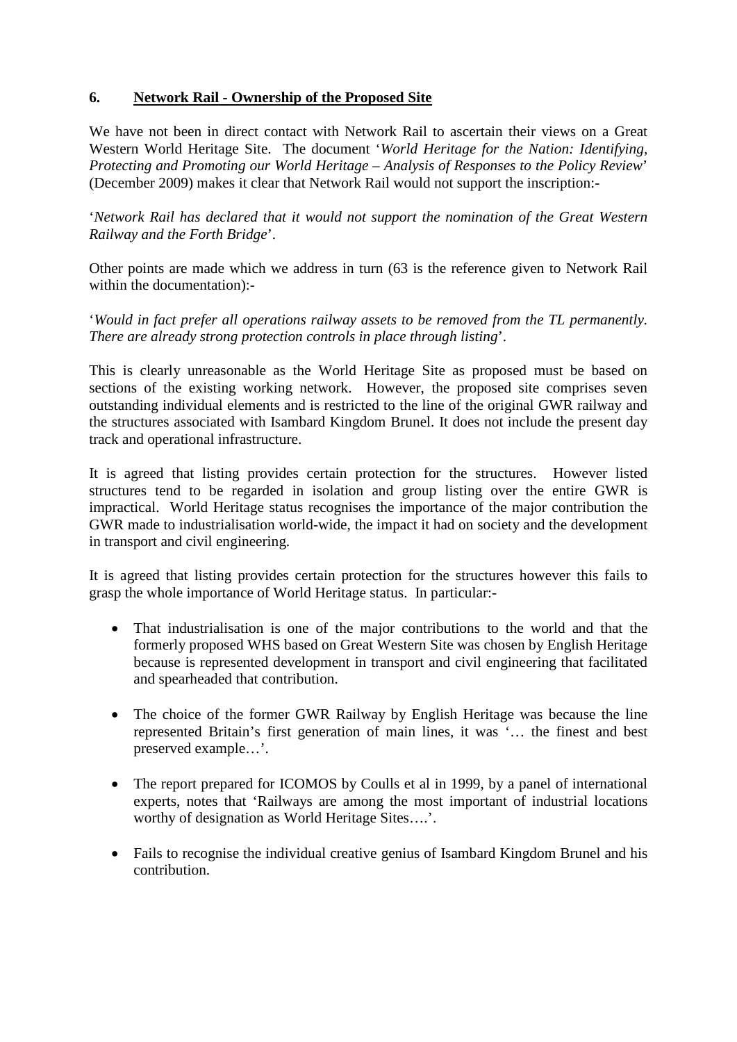## 6. Network Rail - Ownership of the Proposed Site

We have not been in direct contact with Network Rail to ascertain their views on a Great Western World Heritage Site. The document '*World Heritage for the Nation: Identifying, Protecting and Promoting our World Heritage – Analysis of Responses to the Policy Review*' (December 2009) makes it clear that Network Rail would not support the inscription:-

'*Network Rail has declared that it would not support the nomination of the Great Western Railway and the Forth Bridge*'.

Other points are made which we address in turn (63 is the reference given to Network Rail within the documentation):-

'*Would in fact prefer all operations railway assets to be removed from the TL permanently. There are already strong protection controls in place through listing*'.

This is clearly unreasonable as the World Heritage Site as proposed must be based on sections of the existing working network. However, the proposed site comprises seven outstanding individual elements and is restricted to the line of the original GWR railway and the structures associated with Isambard Kingdom Brunel. It does not include the present day track and operational infrastructure.

It is agreed that listing provides certain protection for the structures. However listed structures tend to be regarded in isolation and group listing over the entire GWR is impractical. World Heritage status recognises the importance of the major contribution the GWR made to industrialisation world-wide, the impact it had on society and the development in transport and civil engineering.

It is agreed that listing provides certain protection for the structures however this fails to grasp the whole importance of World Heritage status. In particular:-

- That industrialisation is one of the major contributions to the world and that the formerly proposed WHS based on Great Western Site was chosen by English Heritage because is represented development in transport and civil engineering that facilitated and spearheaded that contribution.

- The choice of the former GWR Railway by English Heritage was because the line represented Britain's first generation of main lines, it was '… the finest and best preserved example…'.

- The report prepared for ICOMOS by Coulls et al in 1999, by a panel of international experts, notes that 'Railways are among the most important of industrial locations worthy of designation as World Heritage Sites….'.

- Fails to recognise the individual creative genius of Isambard Kingdom Brunel and his contribution.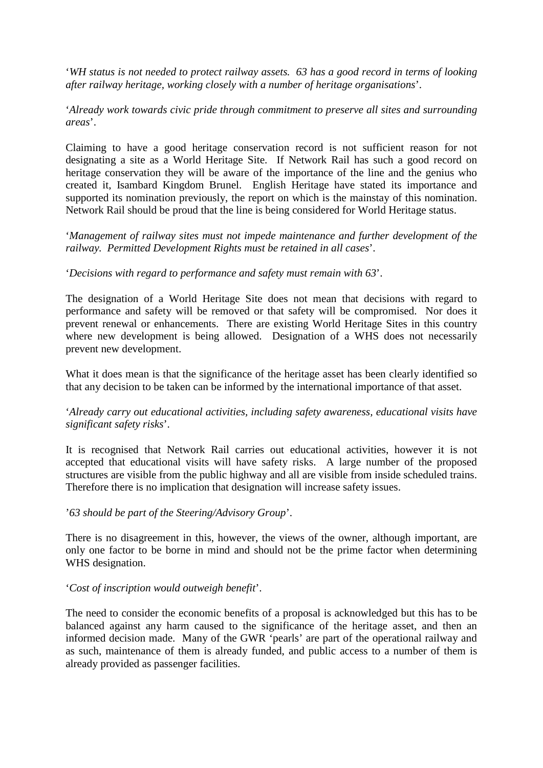'*WH status is not needed to protect railway assets. 63 has a good record in terms of looking after railway heritage, working closely with a number of heritage organisations*'.

'*Already work towards civic pride through commitment to preserve all sites and surrounding areas*'.

Claiming to have a good heritage conservation record is not sufficient reason for not designating a site as a World Heritage Site. If Network Rail has such a good record on heritage conservation they will be aware of the importance of the line and the genius who created it, Isambard Kingdom Brunel. English Heritage have stated its importance and supported its nomination previously, the report on which is the mainstay of this nomination. Network Rail should be proud that the line is being considered for World Heritage status.

'*Management of railway sites must not impede maintenance and further development of the railway. Permitted Development Rights must be retained in all cases*'.

'*Decisions with regard to performance and safety must remain with 63*'.

The designation of a World Heritage Site does not mean that decisions with regard to performance and safety will be removed or that safety will be compromised. Nor does it prevent renewal or enhancements. There are existing World Heritage Sites in this country where new development is being allowed. Designation of a WHS does not necessarily prevent new development.

What it does mean is that the significance of the heritage asset has been clearly identified so that any decision to be taken can be informed by the international importance of that asset.

'*Already carry out educational activities, including safety awareness, educational visits have significant safety risks*'.

It is recognised that Network Rail carries out educational activities, however it is not accepted that educational visits will have safety risks. A large number of the proposed structures are visible from the public highway and all are visible from inside scheduled trains. Therefore there is no implication that designation will increase safety issues.

'*63 should be part of the Steering/Advisory Group*'.

There is no disagreement in this, however, the views of the owner, although important, are only one factor to be borne in mind and should not be the prime factor when determining WHS designation.

'*Cost of inscription would outweigh benefit*'.

The need to consider the economic benefits of a proposal is acknowledged but this has to be balanced against any harm caused to the significance of the heritage asset, and then an informed decision made. Many of the GWR 'pearls' are part of the operational railway and as such, maintenance of them is already funded, and public access to a number of them is already provided as passenger facilities.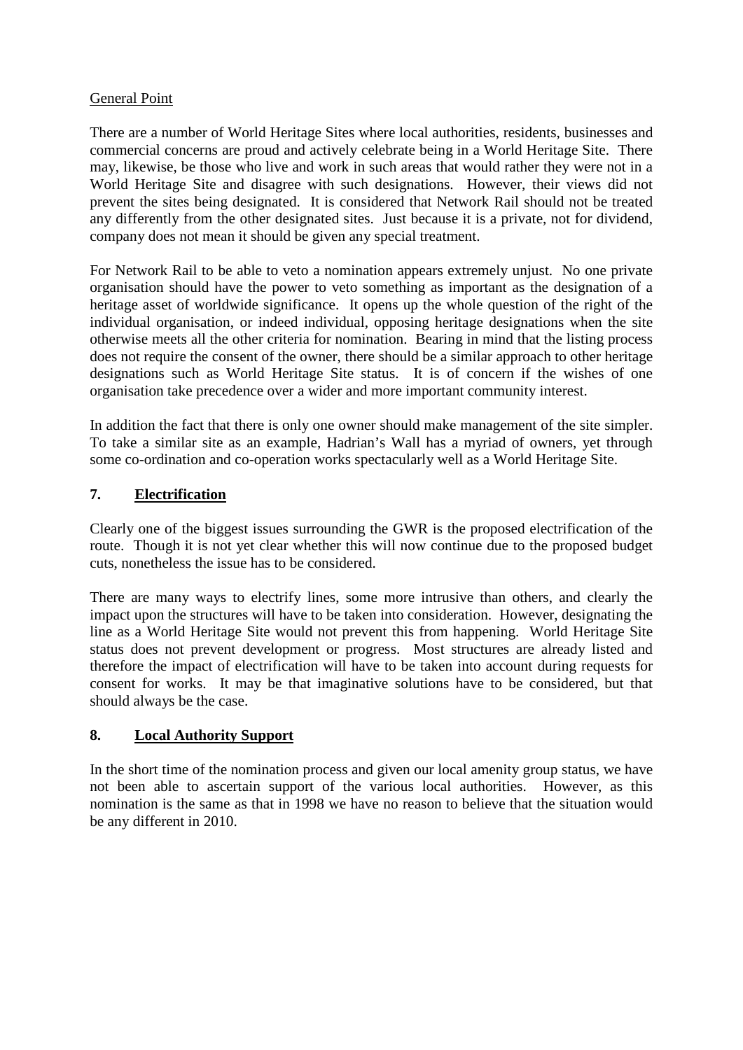General Point

There are a number of World Heritage Sites where local authorities, residents, businesses and commercial concerns are proud and actively celebrate being in a World Heritage Site. There may, likewise, be those who live and work in such areas that would rather they were not in a World Heritage Site and disagree with such designations. However, their views did not prevent the sites being designated. It is considered that Network Rail should not be treated any differently from the other designated sites. Just because it is a private, not for dividend, company does not mean it should be given any special treatment.

For Network Rail to be able to veto a nomination appears extremely unjust. No one private organisation should have the power to veto something as important as the designation of a heritage asset of worldwide significance. It opens up the whole question of the right of the individual organisation, or indeed individual, opposing heritage designations when the site otherwise meets all the other criteria for nomination. Bearing in mind that the listing process does not require the consent of the owner, there should be a similar approach to other heritage designations such as World Heritage Site status. It is of concern if the wishes of one organisation take precedence over a wider and more important community interest.

In addition the fact that there is only one owner should make management of the site simpler. To take a similar site as an example, Hadrian's Wall has a myriad of owners, yet through some co-ordination and co-operation works spectacularly well as a World Heritage Site.

## 7. Electrification

Clearly one of the biggest issues surrounding the GWR is the proposed electrification of the route. Though it is not yet clear whether this will now continue due to the proposed budget cuts, nonetheless the issue has to be considered.

There are many ways to electrify lines, some more intrusive than others, and clearly the impact upon the structures will have to be taken into consideration. However, designating the line as a World Heritage Site would not prevent this from happening. World Heritage Site status does not prevent development or progress. Most structures are already listed and therefore the impact of electrification will have to be taken into account during requests for consent for works. It may be that imaginative solutions have to be considered, but that should always be the case.

## 8. Local Authority Support

In the short time of the nomination process and given our local amenity group status, we have not been able to ascertain support of the various local authorities. However, as this nomination is the same as that in 1998 we have no reason to believe that the situation would be any different in 2010.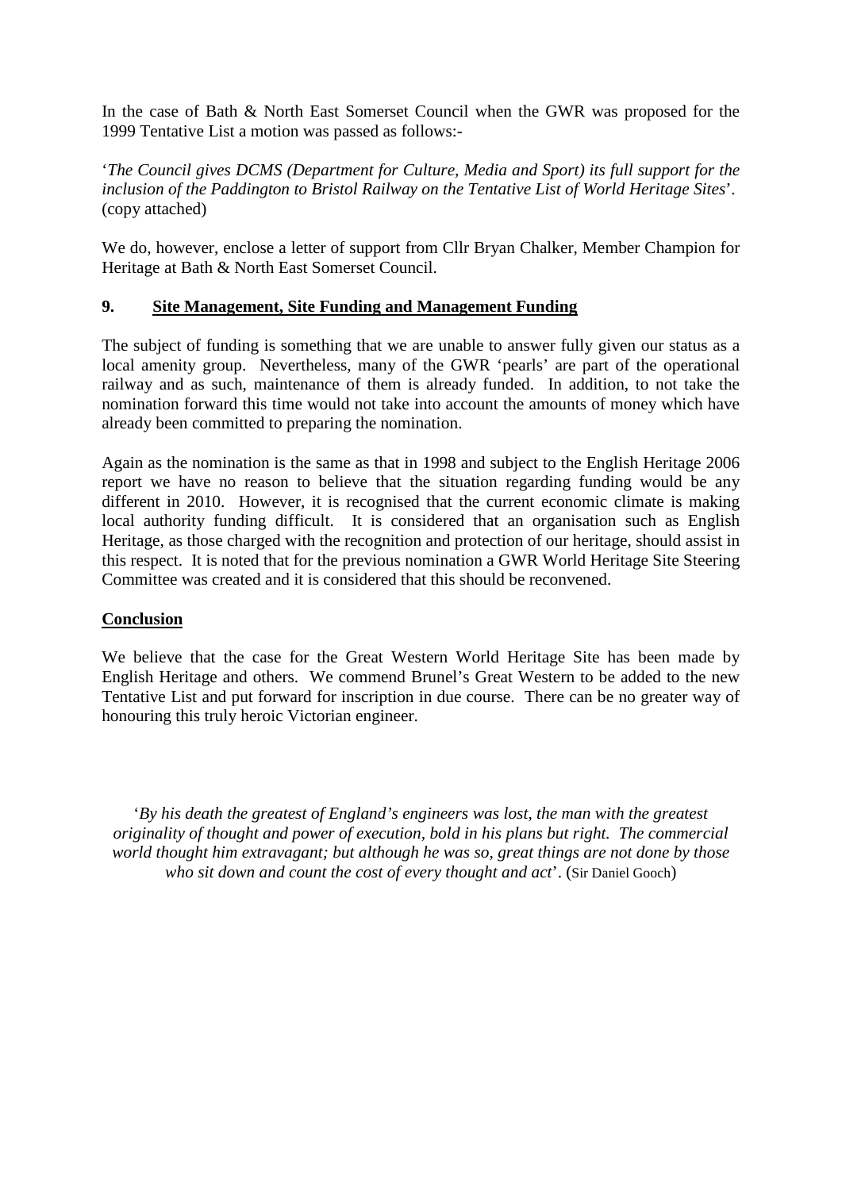In the case of Bath & North East Somerset Council when the GWR was proposed for the 1999 Tentative List a motion was passed as follows:-

'*The Council gives DCMS (Department for Culture, Media and Sport) its full support for the inclusion of the Paddington to Bristol Railway on the Tentative List of World Heritage Sites*'. (copy attached)

We do, however, enclose a letter of support from Cllr Bryan Chalker, Member Champion for Heritage at Bath & North East Somerset Council.

## 9. Site Management, Site Funding and Management Funding

The subject of funding is something that we are unable to answer fully given our status as a local amenity group. Nevertheless, many of the GWR 'pearls' are part of the operational railway and as such, maintenance of them is already funded. In addition, to not take the nomination forward this time would not take into account the amounts of money which have already been committed to preparing the nomination.

Again as the nomination is the same as that in 1998 and subject to the English Heritage 2006 report we have no reason to believe that the situation regarding funding would be any different in 2010. However, it is recognised that the current economic climate is making local authority funding difficult. It is considered that an organisation such as English Heritage, as those charged with the recognition and protection of our heritage, should assist in this respect. It is noted that for the previous nomination a GWR World Heritage Site Steering Committee was created and it is considered that this should be reconvened.

## Conclusion

We believe that the case for the Great Western World Heritage Site has been made by English Heritage and others. We commend Brunel's Great Western to be added to the new Tentative List and put forward for inscription in due course. There can be no greater way of honouring this truly heroic Victorian engineer.

'*By his death the greatest of England's engineers was lost, the man with the greatest originality of thought and power of execution, bold in his plans but right. The commercial world thought him extravagant; but although he was so, great things are not done by those who sit down and count the cost of every thought and act*'. (Sir Daniel Gooch)